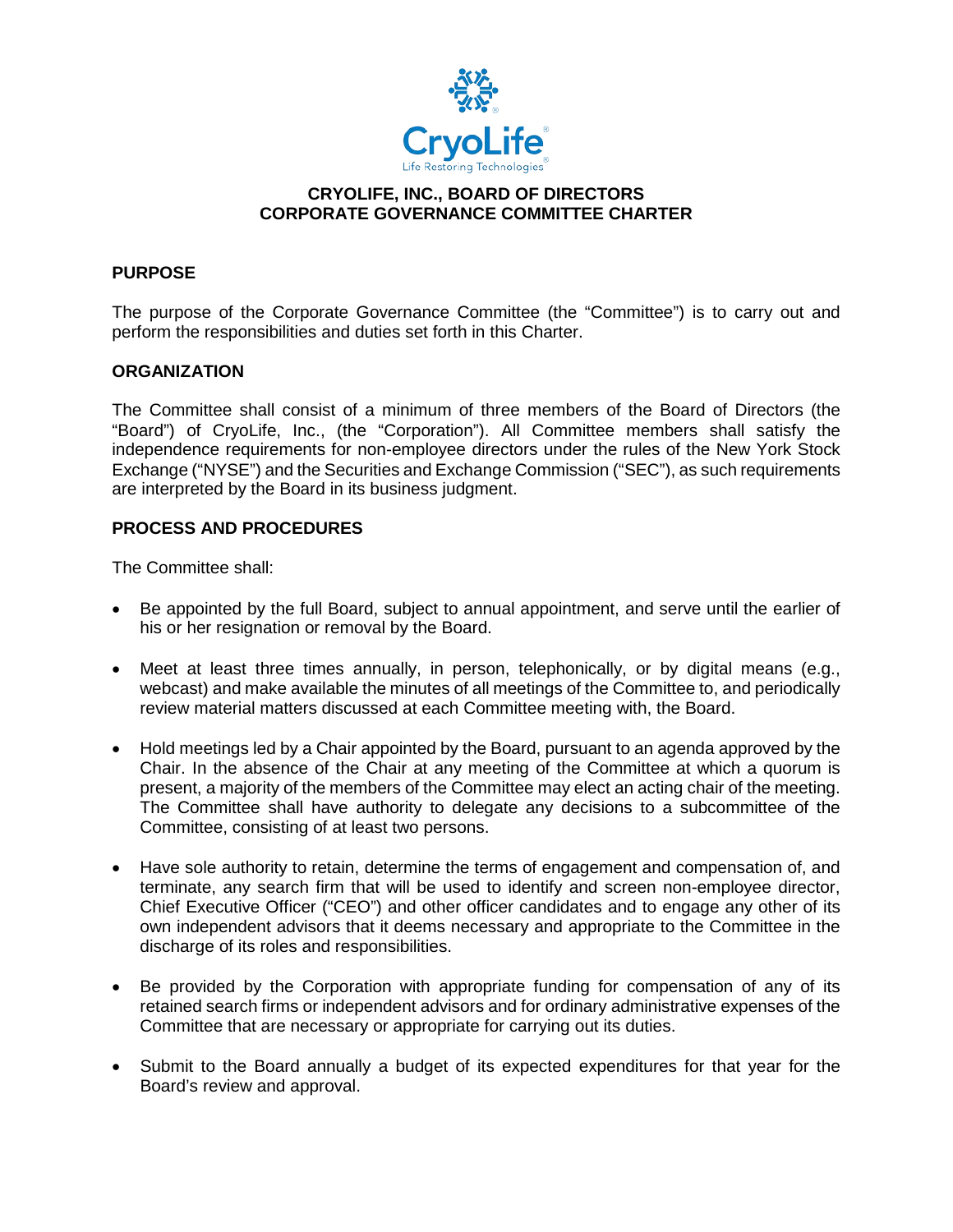# CRYOLIFE, INC., BOARD OF DIRECTORS
# CORPORATE GOVERNANCE COMMITTEE CHARTER

## PURPOSE

The purpose of the Corporate Governance Committee (the "Committee") is to carry out and perform the responsibilities and duties set forth in this Charter.

## ORGANIZATION

The Committee shall consist of a minimum of three members of the Board of Directors (the "Board") of CryoLife, Inc., (the "Corporation"). All Committee members shall satisfy the independence requirements for non-employee directors under the rules of the New York Stock Exchange ("NYSE") and the Securities and Exchange Commission ("SEC"), as such requirements are interpreted by the Board in its business judgment.

## PROCESS AND PROCEDURES

The Committee shall:

- Be appointed by the full Board, subject to annual appointment, and serve until the earlier of his or her resignation or removal by the Board.
- Meet at least three times annually, in person, telephonically, or by digital means (e.g., webcast) and make available the minutes of all meetings of the Committee to, and periodically review material matters discussed at each Committee meeting with, the Board.
- Hold meetings led by a Chair appointed by the Board, pursuant to an agenda approved by the Chair. In the absence of the Chair at any meeting of the Committee at which a quorum is present, a majority of the members of the Committee may elect an acting chair of the meeting. The Committee shall have authority to delegate any decisions to a subcommittee of the Committee, consisting of at least two persons.
- Have sole authority to retain, determine the terms of engagement and compensation of, and terminate, any search firm that will be used to identify and screen non-employee director, Chief Executive Officer ("CEO") and other officer candidates and to engage any other of its own independent advisors that it deems necessary and appropriate to the Committee in the discharge of its roles and responsibilities.
- Be provided by the Corporation with appropriate funding for compensation of any of its retained search firms or independent advisors and for ordinary administrative expenses of the Committee that are necessary or appropriate for carrying out its duties.
- Submit to the Board annually a budget of its expected expenditures for that year for the Board's review and approval.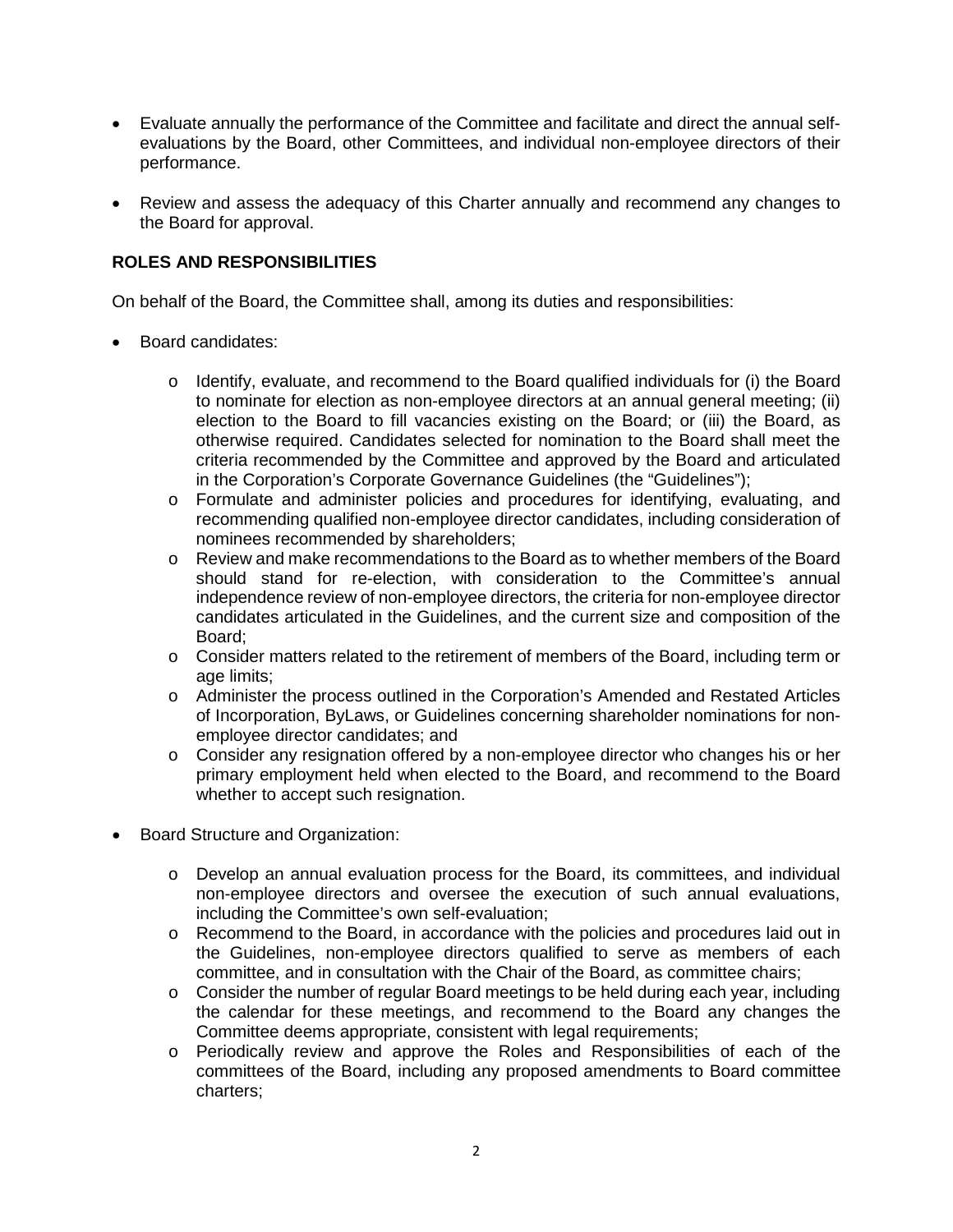- Evaluate annually the performance of the Committee and facilitate and direct the annual self-evaluations by the Board, other Committees, and individual non-employee directors of their performance.
- Review and assess the adequacy of this Charter annually and recommend any changes to the Board for approval.

**ROLES AND RESPONSIBILITIES**

On behalf of the Board, the Committee shall, among its duties and responsibilities:

- Board candidates:
  - Identify, evaluate, and recommend to the Board qualified individuals for (i) the Board to nominate for election as non-employee directors at an annual general meeting; (ii) election to the Board to fill vacancies existing on the Board; or (iii) the Board, as otherwise required. Candidates selected for nomination to the Board shall meet the criteria recommended by the Committee and approved by the Board and articulated in the Corporation's Corporate Governance Guidelines (the "Guidelines");
  - Formulate and administer policies and procedures for identifying, evaluating, and recommending qualified non-employee director candidates, including consideration of nominees recommended by shareholders;
  - Review and make recommendations to the Board as to whether members of the Board should stand for re-election, with consideration to the Committee's annual independence review of non-employee directors, the criteria for non-employee director candidates articulated in the Guidelines, and the current size and composition of the Board;
  - Consider matters related to the retirement of members of the Board, including term or age limits;
  - Administer the process outlined in the Corporation's Amended and Restated Articles of Incorporation, ByLaws, or Guidelines concerning shareholder nominations for non-employee director candidates; and
  - Consider any resignation offered by a non-employee director who changes his or her primary employment held when elected to the Board, and recommend to the Board whether to accept such resignation.
- Board Structure and Organization:
  - Develop an annual evaluation process for the Board, its committees, and individual non-employee directors and oversee the execution of such annual evaluations, including the Committee's own self-evaluation;
  - Recommend to the Board, in accordance with the policies and procedures laid out in the Guidelines, non-employee directors qualified to serve as members of each committee, and in consultation with the Chair of the Board, as committee chairs;
  - Consider the number of regular Board meetings to be held during each year, including the calendar for these meetings, and recommend to the Board any changes the Committee deems appropriate, consistent with legal requirements;
  - Periodically review and approve the Roles and Responsibilities of each of the committees of the Board, including any proposed amendments to Board committee charters;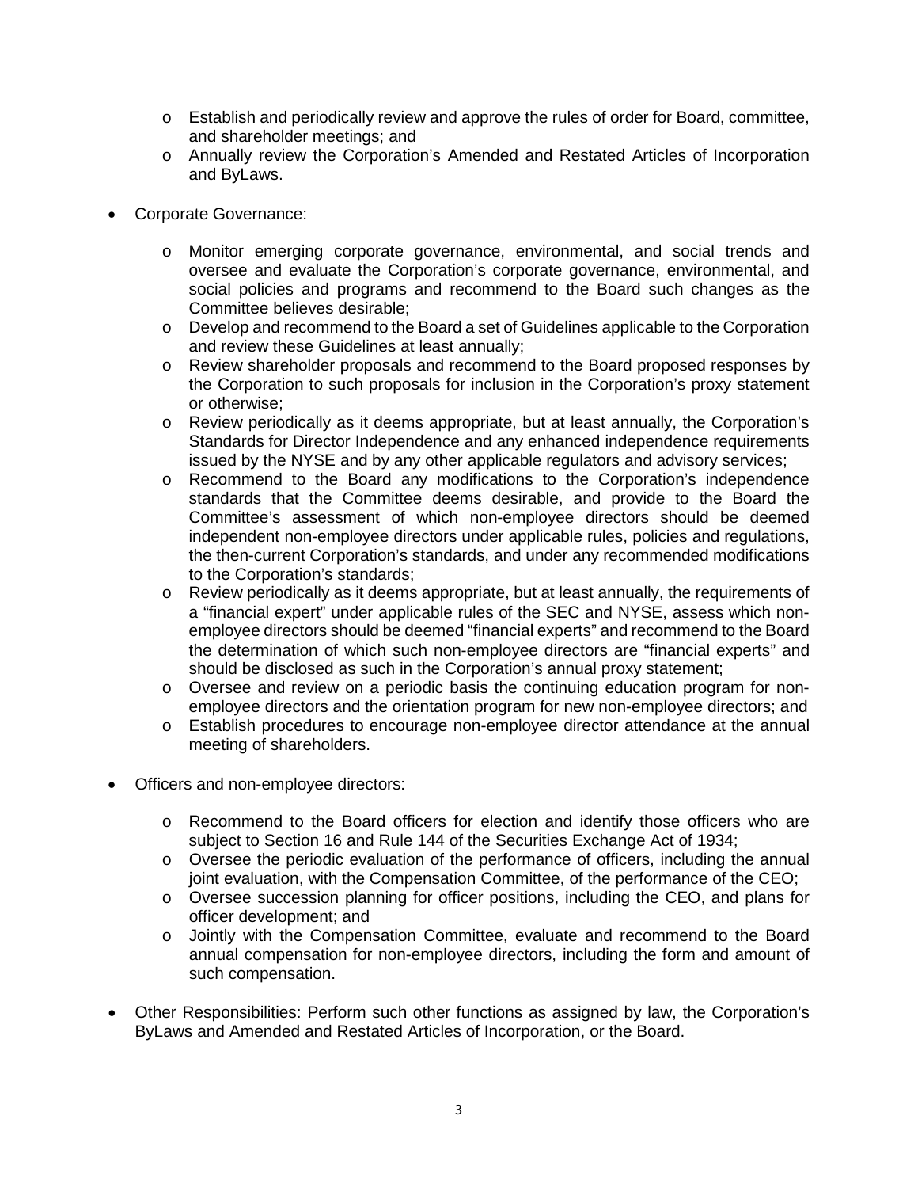- Establish and periodically review and approve the rules of order for Board, committee, and shareholder meetings; and
  - Annually review the Corporation's Amended and Restated Articles of Incorporation and ByLaws.

- Corporate Governance:

  - Monitor emerging corporate governance, environmental, and social trends and oversee and evaluate the Corporation's corporate governance, environmental, and social policies and programs and recommend to the Board such changes as the Committee believes desirable;
  - Develop and recommend to the Board a set of Guidelines applicable to the Corporation and review these Guidelines at least annually;
  - Review shareholder proposals and recommend to the Board proposed responses by the Corporation to such proposals for inclusion in the Corporation's proxy statement or otherwise;
  - Review periodically as it deems appropriate, but at least annually, the Corporation's Standards for Director Independence and any enhanced independence requirements issued by the NYSE and by any other applicable regulators and advisory services;
  - Recommend to the Board any modifications to the Corporation's independence standards that the Committee deems desirable, and provide to the Board the Committee's assessment of which non-employee directors should be deemed independent non-employee directors under applicable rules, policies and regulations, the then-current Corporation's standards, and under any recommended modifications to the Corporation's standards;
  - Review periodically as it deems appropriate, but at least annually, the requirements of a "financial expert" under applicable rules of the SEC and NYSE, assess which non-employee directors should be deemed "financial experts" and recommend to the Board the determination of which such non-employee directors are "financial experts" and should be disclosed as such in the Corporation's annual proxy statement;
  - Oversee and review on a periodic basis the continuing education program for non-employee directors and the orientation program for new non-employee directors; and
  - Establish procedures to encourage non-employee director attendance at the annual meeting of shareholders.

- Officers and non-employee directors:

  - Recommend to the Board officers for election and identify those officers who are subject to Section 16 and Rule 144 of the Securities Exchange Act of 1934;
  - Oversee the periodic evaluation of the performance of officers, including the annual joint evaluation, with the Compensation Committee, of the performance of the CEO;
  - Oversee succession planning for officer positions, including the CEO, and plans for officer development; and
  - Jointly with the Compensation Committee, evaluate and recommend to the Board annual compensation for non-employee directors, including the form and amount of such compensation.

- Other Responsibilities: Perform such other functions as assigned by law, the Corporation's ByLaws and Amended and Restated Articles of Incorporation, or the Board.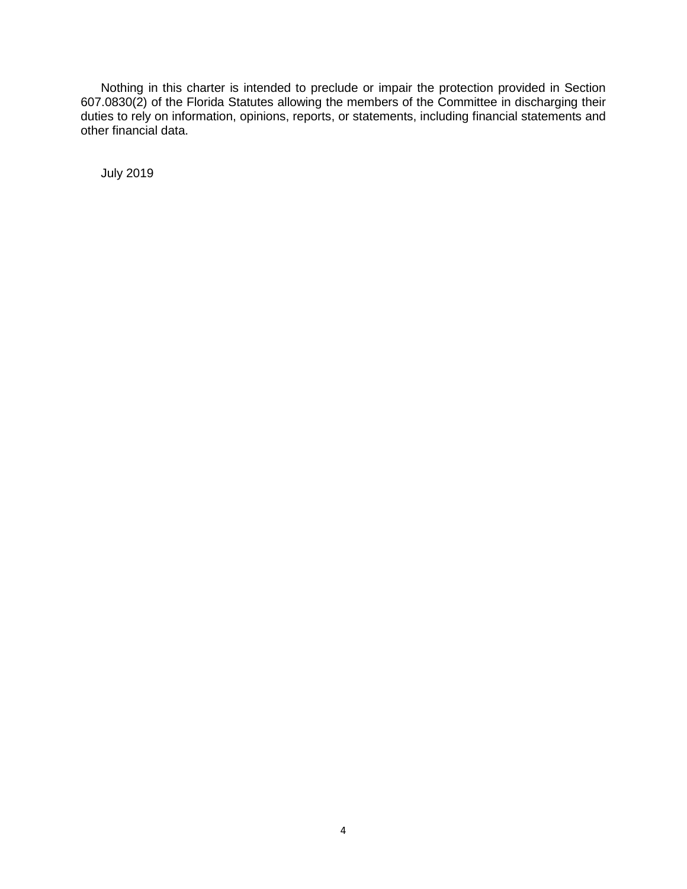Nothing in this charter is intended to preclude or impair the protection provided in Section 607.0830(2) of the Florida Statutes allowing the members of the Committee in discharging their duties to rely on information, opinions, reports, or statements, including financial statements and other financial data.

July 2019